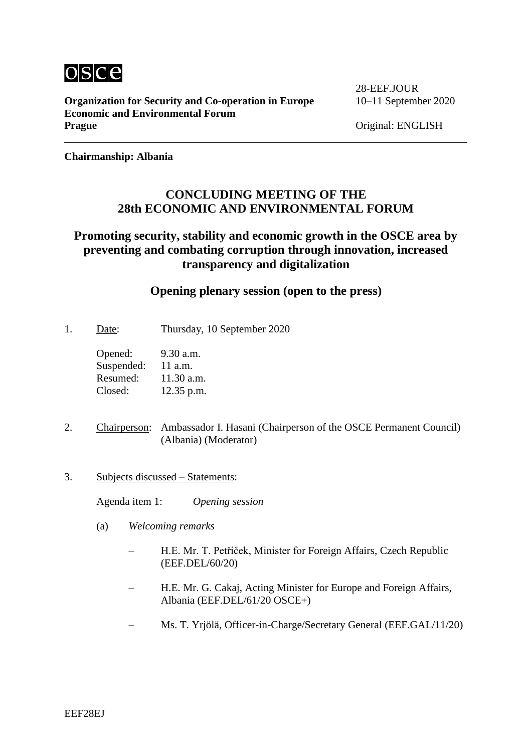osce

**Organization for Security and Co-operation in Europe**
**Economic and Environmental Forum**
**Prague**

28-EEF.JOUR
10–11 September 2020

Original: ENGLISH

**Chairmanship: Albania**

## CONCLUDING MEETING OF THE 28th ECONOMIC AND ENVIRONMENTAL FORUM

## Promoting security, stability and economic growth in the OSCE area by preventing and combating corruption through innovation, increased transparency and digitalization

### Opening plenary session (open to the press)

1. Date: Thursday, 10 September 2020

   Opened: 9.30 a.m.
   Suspended: 11 a.m.
   Resumed: 11.30 a.m.
   Closed: 12.35 p.m.

2. Chairperson: Ambassador I. Hasani (Chairperson of the OSCE Permanent Council) (Albania) (Moderator)

3. Subjects discussed – Statements:

   Agenda item 1: *Opening session*

   (a) *Welcoming remarks*

   – H.E. Mr. T. Petříček, Minister for Foreign Affairs, Czech Republic (EEF.DEL/60/20)

   – H.E. Mr. G. Cakaj, Acting Minister for Europe and Foreign Affairs, Albania (EEF.DEL/61/20 OSCE+)

   – Ms. T. Yrjölä, Officer-in-Charge/Secretary General (EEF.GAL/11/20)

EEF28EJ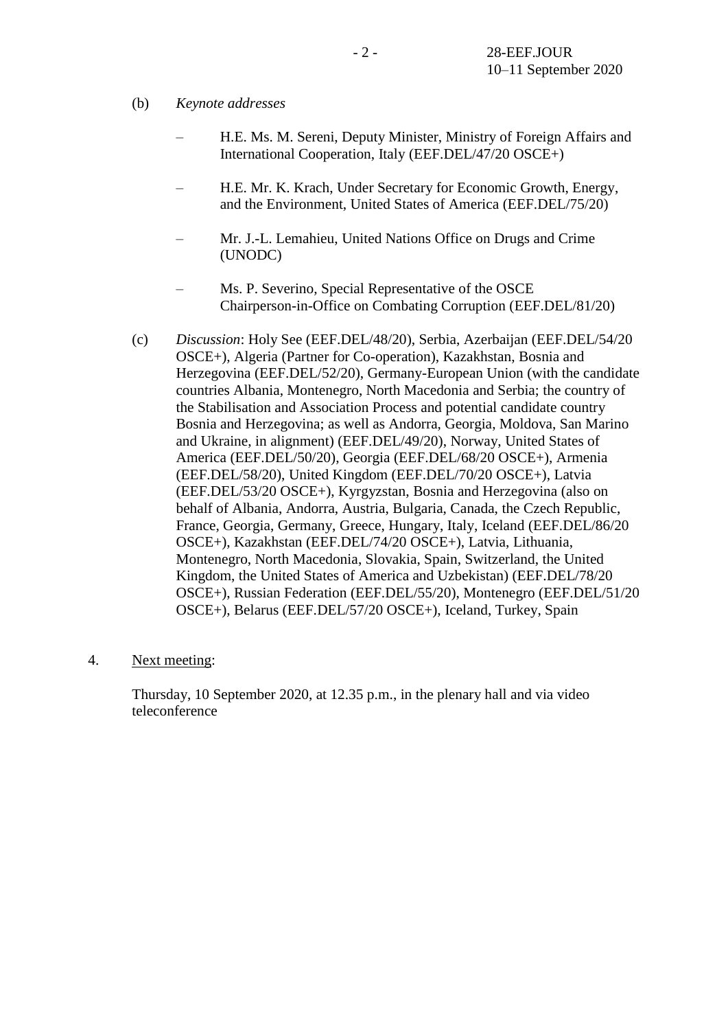(b) *Keynote addresses*

- H.E. Ms. M. Sereni, Deputy Minister, Ministry of Foreign Affairs and International Cooperation, Italy (EEF.DEL/47/20 OSCE+)
- H.E. Mr. K. Krach, Under Secretary for Economic Growth, Energy, and the Environment, United States of America (EEF.DEL/75/20)
- Mr. J.-L. Lemahieu, United Nations Office on Drugs and Crime (UNODC)
- Ms. P. Severino, Special Representative of the OSCE Chairperson-in-Office on Combating Corruption (EEF.DEL/81/20)

(c) *Discussion*: Holy See (EEF.DEL/48/20), Serbia, Azerbaijan (EEF.DEL/54/20 OSCE+), Algeria (Partner for Co-operation), Kazakhstan, Bosnia and Herzegovina (EEF.DEL/52/20), Germany-European Union (with the candidate countries Albania, Montenegro, North Macedonia and Serbia; the country of the Stabilisation and Association Process and potential candidate country Bosnia and Herzegovina; as well as Andorra, Georgia, Moldova, San Marino and Ukraine, in alignment) (EEF.DEL/49/20), Norway, United States of America (EEF.DEL/50/20), Georgia (EEF.DEL/68/20 OSCE+), Armenia (EEF.DEL/58/20), United Kingdom (EEF.DEL/70/20 OSCE+), Latvia (EEF.DEL/53/20 OSCE+), Kyrgyzstan, Bosnia and Herzegovina (also on behalf of Albania, Andorra, Austria, Bulgaria, Canada, the Czech Republic, France, Georgia, Germany, Greece, Hungary, Italy, Iceland (EEF.DEL/86/20 OSCE+), Kazakhstan (EEF.DEL/74/20 OSCE+), Latvia, Lithuania, Montenegro, North Macedonia, Slovakia, Spain, Switzerland, the United Kingdom, the United States of America and Uzbekistan) (EEF.DEL/78/20 OSCE+), Russian Federation (EEF.DEL/55/20), Montenegro (EEF.DEL/51/20 OSCE+), Belarus (EEF.DEL/57/20 OSCE+), Iceland, Turkey, Spain

4. Next meeting:

Thursday, 10 September 2020, at 12.35 p.m., in the plenary hall and via video teleconference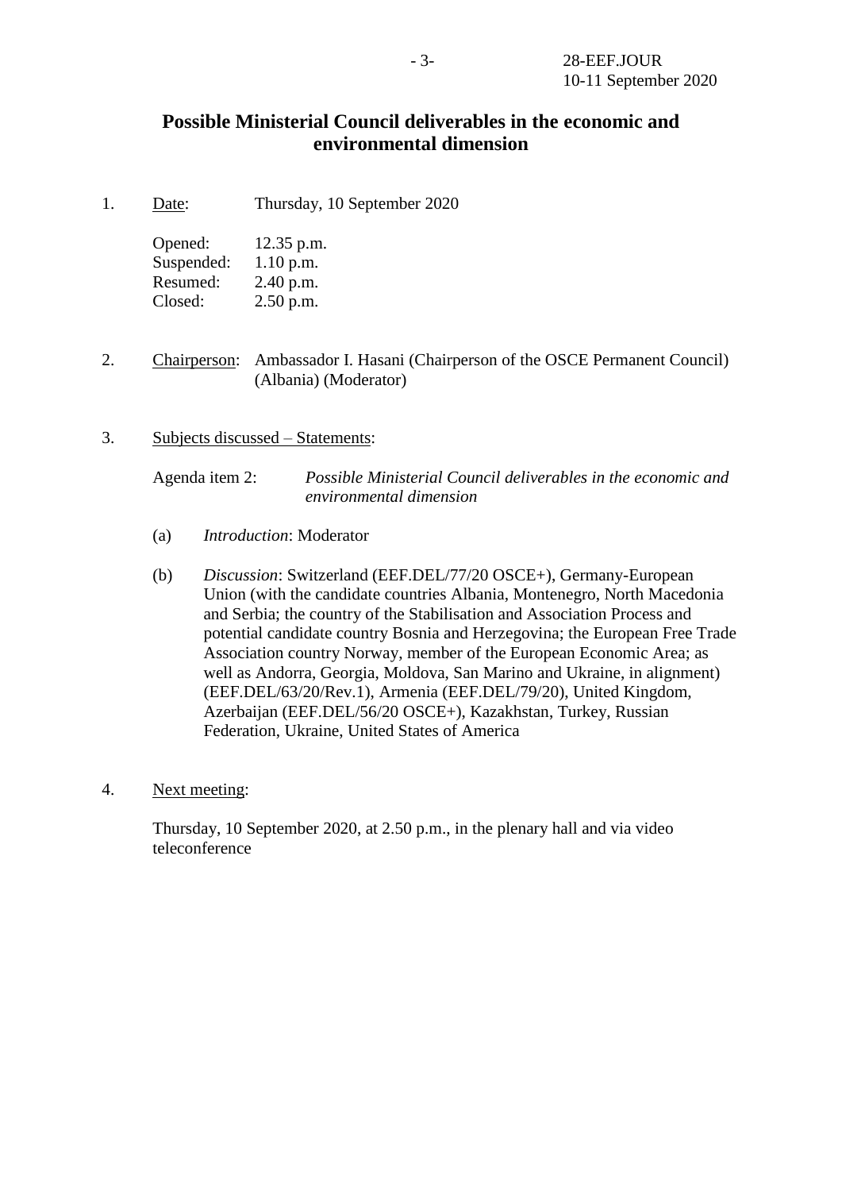## Possible Ministerial Council deliverables in the economic and environmental dimension

1. Date: Thursday, 10 September 2020

   Opened: 12.35 p.m.
   Suspended: 1.10 p.m.
   Resumed: 2.40 p.m.
   Closed: 2.50 p.m.

2. Chairperson: Ambassador I. Hasani (Chairperson of the OSCE Permanent Council) (Albania) (Moderator)

3. Subjects discussed – Statements:

   Agenda item 2: *Possible Ministerial Council deliverables in the economic and environmental dimension*

   (a) *Introduction*: Moderator

   (b) *Discussion*: Switzerland (EEF.DEL/77/20 OSCE+), Germany-European Union (with the candidate countries Albania, Montenegro, North Macedonia and Serbia; the country of the Stabilisation and Association Process and potential candidate country Bosnia and Herzegovina; the European Free Trade Association country Norway, member of the European Economic Area; as well as Andorra, Georgia, Moldova, San Marino and Ukraine, in alignment) (EEF.DEL/63/20/Rev.1), Armenia (EEF.DEL/79/20), United Kingdom, Azerbaijan (EEF.DEL/56/20 OSCE+), Kazakhstan, Turkey, Russian Federation, Ukraine, United States of America

4. Next meeting:

   Thursday, 10 September 2020, at 2.50 p.m., in the plenary hall and via video teleconference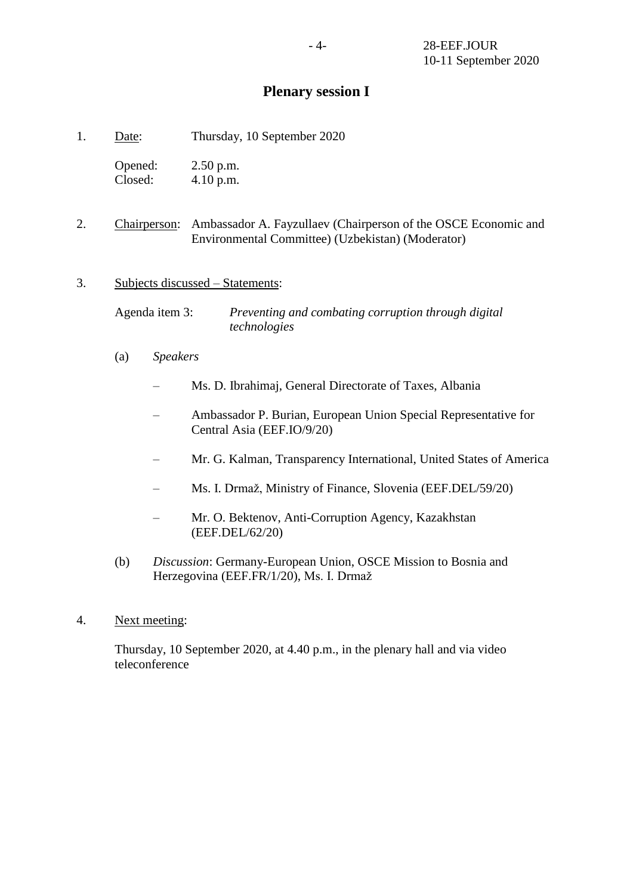## Plenary session I

1. Date: Thursday, 10 September 2020

   Opened: 2.50 p.m.
   Closed: 4.10 p.m.

2. Chairperson: Ambassador A. Fayzullaev (Chairperson of the OSCE Economic and Environmental Committee) (Uzbekistan) (Moderator)

3. Subjects discussed – Statements:

   Agenda item 3: *Preventing and combating corruption through digital technologies*

   (a) *Speakers*

   – Ms. D. Ibrahimaj, General Directorate of Taxes, Albania

   – Ambassador P. Burian, European Union Special Representative for Central Asia (EEF.IO/9/20)

   – Mr. G. Kalman, Transparency International, United States of America

   – Ms. I. Drmaž, Ministry of Finance, Slovenia (EEF.DEL/59/20)

   – Mr. O. Bektenov, Anti-Corruption Agency, Kazakhstan (EEF.DEL/62/20)

   (b) *Discussion*: Germany-European Union, OSCE Mission to Bosnia and Herzegovina (EEF.FR/1/20), Ms. I. Drmaž

4. Next meeting:

   Thursday, 10 September 2020, at 4.40 p.m., in the plenary hall and via video teleconference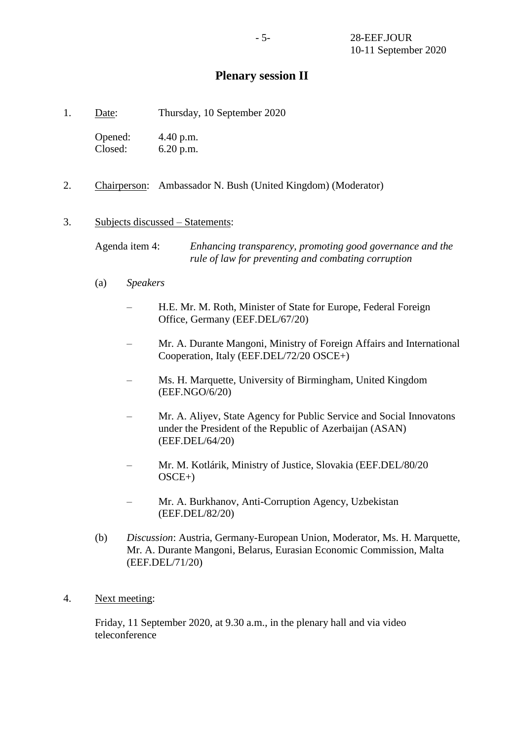## Plenary session II

1. Date: Thursday, 10 September 2020

   Opened: 4.40 p.m.
   Closed: 6.20 p.m.

2. Chairperson: Ambassador N. Bush (United Kingdom) (Moderator)

3. Subjects discussed – Statements:

   Agenda item 4: *Enhancing transparency, promoting good governance and the rule of law for preventing and combating corruption*

   (a) *Speakers*

   – H.E. Mr. M. Roth, Minister of State for Europe, Federal Foreign Office, Germany (EEF.DEL/67/20)

   – Mr. A. Durante Mangoni, Ministry of Foreign Affairs and International Cooperation, Italy (EEF.DEL/72/20 OSCE+)

   – Ms. H. Marquette, University of Birmingham, United Kingdom (EEF.NGO/6/20)

   – Mr. A. Aliyev, State Agency for Public Service and Social Innovatons under the President of the Republic of Azerbaijan (ASAN) (EEF.DEL/64/20)

   – Mr. M. Kotlárik, Ministry of Justice, Slovakia (EEF.DEL/80/20 OSCE+)

   – Mr. A. Burkhanov, Anti-Corruption Agency, Uzbekistan (EEF.DEL/82/20)

   (b) *Discussion*: Austria, Germany-European Union, Moderator, Ms. H. Marquette, Mr. A. Durante Mangoni, Belarus, Eurasian Economic Commission, Malta (EEF.DEL/71/20)

4. Next meeting:

   Friday, 11 September 2020, at 9.30 a.m., in the plenary hall and via video teleconference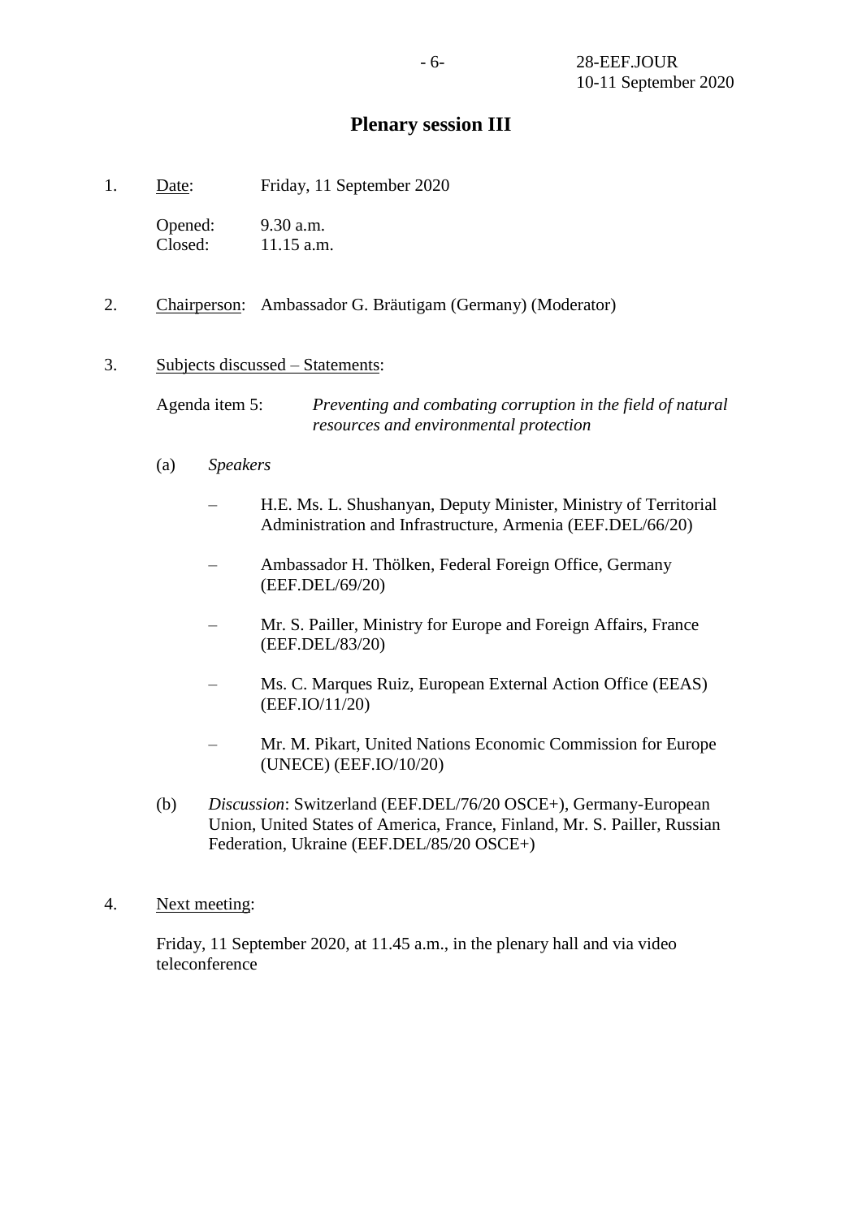## Plenary session III

1. Date: Friday, 11 September 2020

   Opened: 9.30 a.m.
   Closed: 11.15 a.m.

2. Chairperson: Ambassador G. Bräutigam (Germany) (Moderator)

3. Subjects discussed – Statements:

   Agenda item 5: *Preventing and combating corruption in the field of natural resources and environmental protection*

   (a) *Speakers*

   – H.E. Ms. L. Shushanyan, Deputy Minister, Ministry of Territorial Administration and Infrastructure, Armenia (EEF.DEL/66/20)

   – Ambassador H. Thölken, Federal Foreign Office, Germany (EEF.DEL/69/20)

   – Mr. S. Pailler, Ministry for Europe and Foreign Affairs, France (EEF.DEL/83/20)

   – Ms. C. Marques Ruiz, European External Action Office (EEAS) (EEF.IO/11/20)

   – Mr. M. Pikart, United Nations Economic Commission for Europe (UNECE) (EEF.IO/10/20)

   (b) *Discussion*: Switzerland (EEF.DEL/76/20 OSCE+), Germany-European Union, United States of America, France, Finland, Mr. S. Pailler, Russian Federation, Ukraine (EEF.DEL/85/20 OSCE+)

4. Next meeting:

   Friday, 11 September 2020, at 11.45 a.m., in the plenary hall and via video teleconference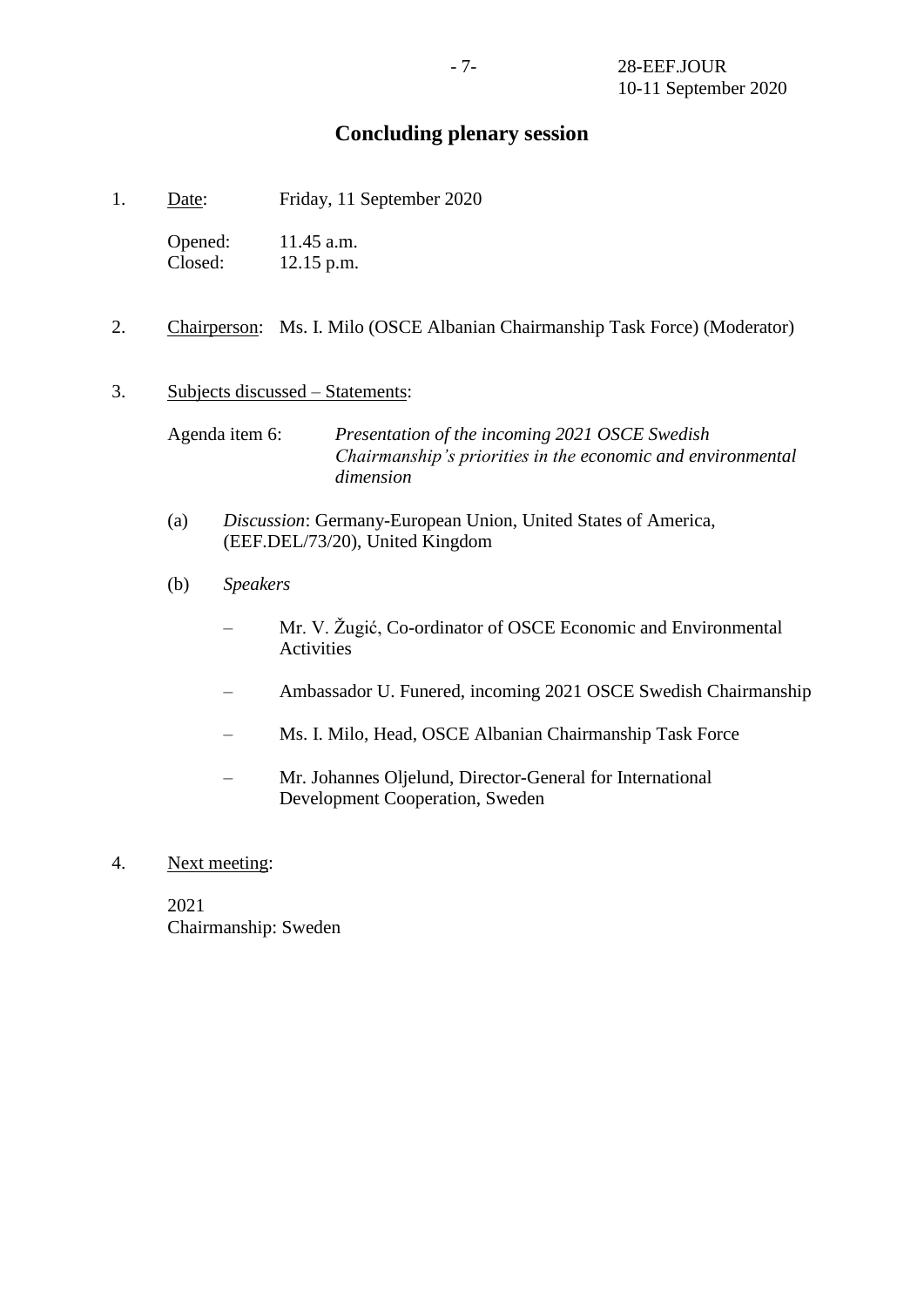## Concluding plenary session

1. Date: Friday, 11 September 2020

   Opened: 11.45 a.m.
   Closed: 12.15 p.m.

2. Chairperson: Ms. I. Milo (OSCE Albanian Chairmanship Task Force) (Moderator)

3. Subjects discussed – Statements:

   Agenda item 6: *Presentation of the incoming 2021 OSCE Swedish Chairmanship's priorities in the economic and environmental dimension*

   (a) *Discussion*: Germany-European Union, United States of America, (EEF.DEL/73/20), United Kingdom

   (b) *Speakers*

   – Mr. V. Žugić, Co-ordinator of OSCE Economic and Environmental Activities

   – Ambassador U. Funered, incoming 2021 OSCE Swedish Chairmanship

   – Ms. I. Milo, Head, OSCE Albanian Chairmanship Task Force

   – Mr. Johannes Oljelund, Director-General for International Development Cooperation, Sweden

4. Next meeting:

   2021
   Chairmanship: Sweden